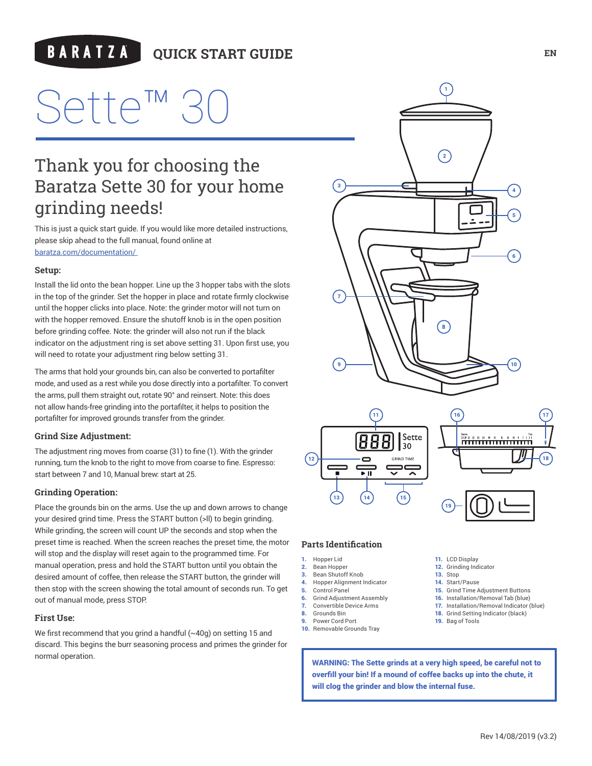BARATZA QUICK START GUIDE

EN

# Sette™ 30

## Thank you for choosing the Baratza Sette 30 for your home grinding needs!

This is just a quick start guide. If you would like more detailed instructions, please skip ahead to the full manual, found online at baratza.com/documentation/

### Setup:

Install the lid onto the bean hopper. Line up the 3 hopper tabs with the slots in the top of the grinder. Set the hopper in place and rotate firmly clockwise until the hopper clicks into place. Note: the grinder motor will not turn on with the hopper removed. Ensure the shutoff knob is in the open position before grinding coffee. Note: the grinder will also not run if the black indicator on the adjustment ring is set above setting 31. Upon first use, you will need to rotate your adjustment ring below setting 31.

The arms that hold your grounds bin, can also be converted to portafilter mode, and used as a rest while you dose directly into a portafilter. To convert the arms, pull them straight out, rotate 90° and reinsert. Note: this does not allow hands-free grinding into the portafilter, it helps to position the portafilter for improved grounds transfer from the grinder.

### Grind Size Adjustment:

The adjustment ring moves from coarse (31) to fine (1). With the grinder running, turn the knob to the right to move from coarse to fine. Espresso: start between 7 and 10, Manual brew: start at 25.

### Grinding Operation:

Place the grounds bin on the arms. Use the up and down arrows to change your desired grind time. Press the START button (>ll) to begin grinding. While grinding, the screen will count UP the seconds and stop when the preset time is reached. When the screen reaches the preset time, the motor will stop and the display will reset again to the programmed time. For manual operation, press and hold the START button until you obtain the desired amount of coffee, then release the START button, the grinder will then stop with the screen showing the total amount of seconds run. To get out of manual mode, press STOP.

### First Use:

We first recommend that you grind a handful (~40g) on setting 15 and discard. This begins the burr seasoning process and primes the grinder for normal operation.

### Parts Identification

1. Hopper Lid
2. Bean Hopper
3. Bean Shutoff Knob
4. Hopper Alignment Indicator
5. Control Panel
6. Grind Adjustment Assembly
7. Convertible Device Arms
8. Grounds Bin
9. Power Cord Port
10. Removable Grounds Tray
11. LCD Display
12. Grinding Indicator
13. Stop
14. Start/Pause
15. Grind Time Adjustment Buttons
16. Installation/Removal Tab (blue)
17. Installation/Removal Indicator (blue)
18. Grind Setting Indicator (black)
19. Bag of Tools

**WARNING: The Sette grinds at a very high speed, be careful not to overfill your bin! If a mound of coffee backs up into the chute, it will clog the grinder and blow the internal fuse.**

Rev 14/08/2019 (v3.2)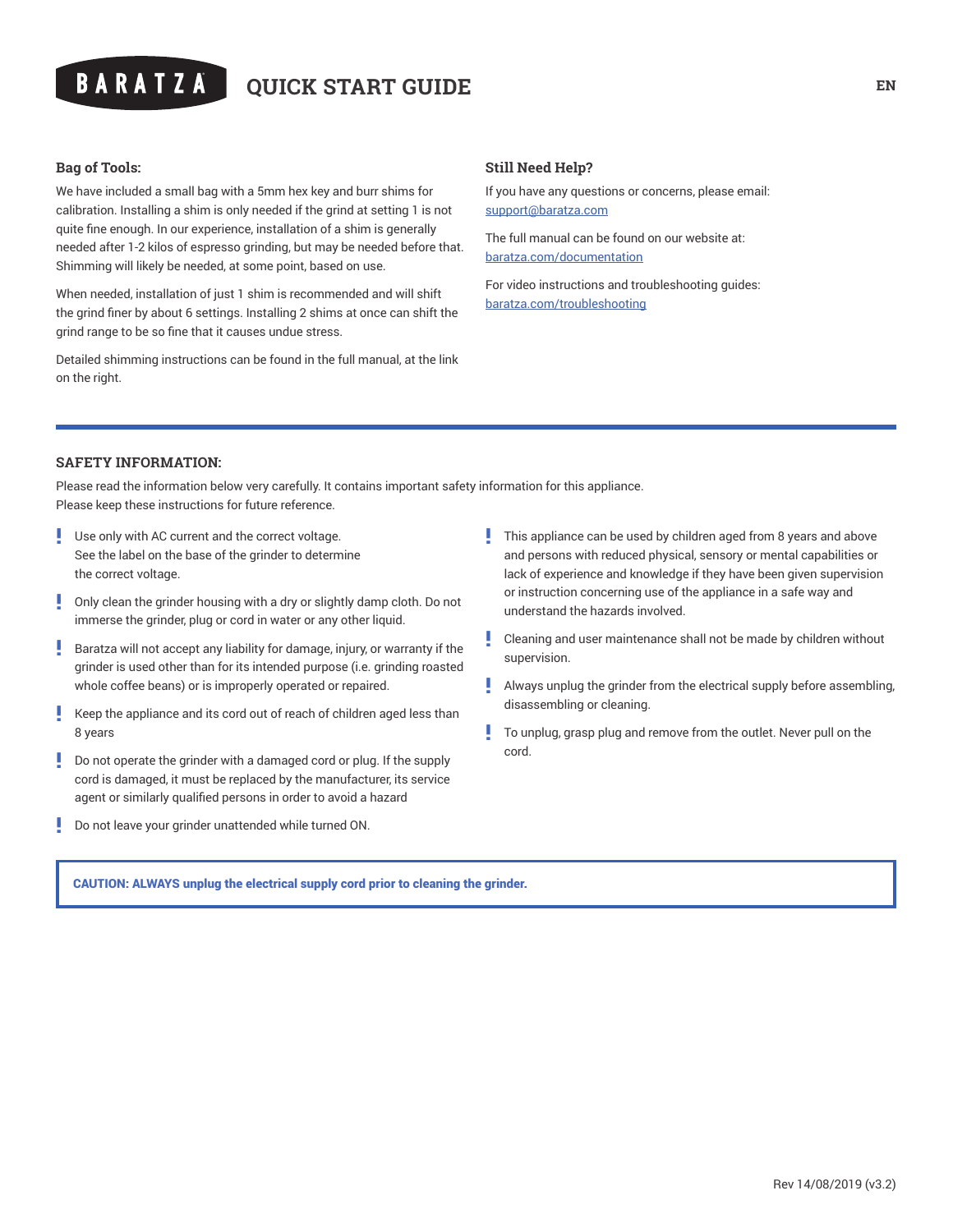# BARATZA QUICK START GUIDE

EN

### Bag of Tools:

We have included a small bag with a 5mm hex key and burr shims for calibration. Installing a shim is only needed if the grind at setting 1 is not quite fine enough. In our experience, installation of a shim is generally needed after 1-2 kilos of espresso grinding, but may be needed before that. Shimming will likely be needed, at some point, based on use.

When needed, installation of just 1 shim is recommended and will shift the grind finer by about 6 settings. Installing 2 shims at once can shift the grind range to be so fine that it causes undue stress.

Detailed shimming instructions can be found in the full manual, at the link on the right.

### Still Need Help?

If you have any questions or concerns, please email:
support@baratza.com

The full manual can be found on our website at:
baratza.com/documentation

For video instructions and troubleshooting guides:
baratza.com/troubleshooting

---

### SAFETY INFORMATION:

Please read the information below very carefully. It contains important safety information for this appliance.
Please keep these instructions for future reference.

- Use only with AC current and the correct voltage. See the label on the base of the grinder to determine the correct voltage.
- Only clean the grinder housing with a dry or slightly damp cloth. Do not immerse the grinder, plug or cord in water or any other liquid.
- Baratza will not accept any liability for damage, injury, or warranty if the grinder is used other than for its intended purpose (i.e. grinding roasted whole coffee beans) or is improperly operated or repaired.
- Keep the appliance and its cord out of reach of children aged less than 8 years
- Do not operate the grinder with a damaged cord or plug. If the supply cord is damaged, it must be replaced by the manufacturer, its service agent or similarly qualified persons in order to avoid a hazard
- Do not leave your grinder unattended while turned ON.
- This appliance can be used by children aged from 8 years and above and persons with reduced physical, sensory or mental capabilities or lack of experience and knowledge if they have been given supervision or instruction concerning use of the appliance in a safe way and understand the hazards involved.
- Cleaning and user maintenance shall not be made by children without supervision.
- Always unplug the grinder from the electrical supply before assembling, disassembling or cleaning.
- To unplug, grasp plug and remove from the outlet. Never pull on the cord.

**CAUTION: ALWAYS unplug the electrical supply cord prior to cleaning the grinder.**

Rev 14/08/2019 (v3.2)